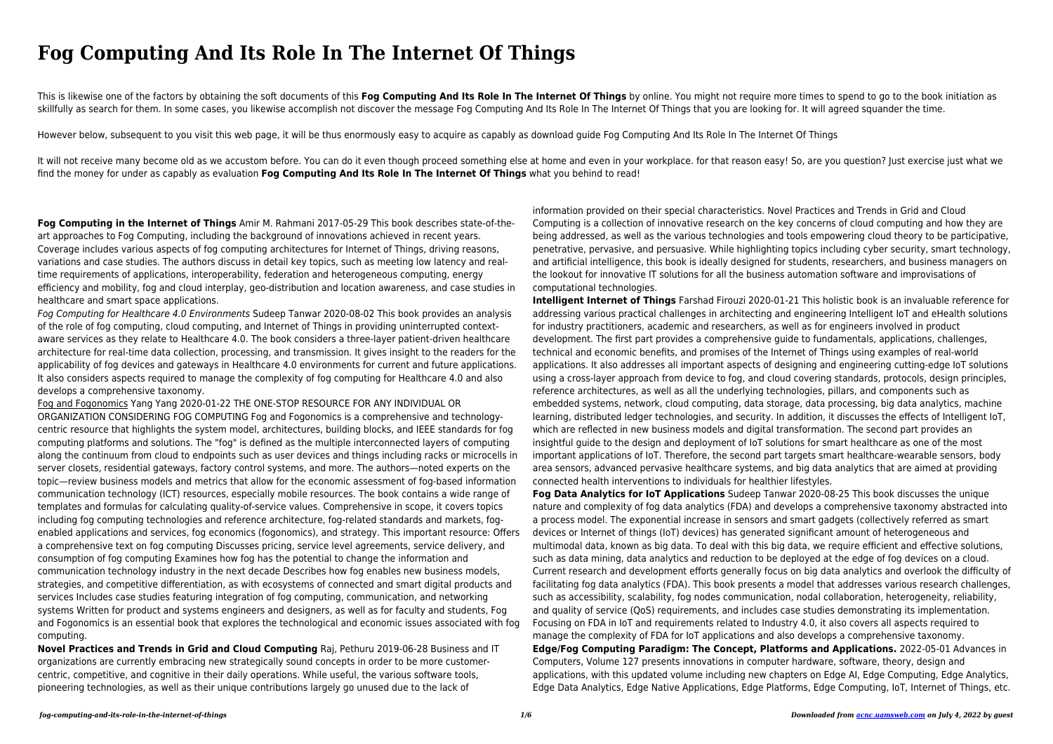# Fog Computing And Its Role In The Internet Of Things

This is likewise one of the factors by obtaining the soft documents of this **Fog Computing And Its Role In The Internet Of Things** by online. You might not require more times to spend to go to the book initiation as skillfully as search for them. In some cases, you likewise accomplish not discover the message Fog Computing And Its Role In The Internet Of Things that you are looking for. It will agreed squander the time.

However below, subsequent to you visit this web page, it will be thus enormously easy to acquire as capably as download guide Fog Computing And Its Role In The Internet Of Things

It will not receive many become old as we accustom before. You can do it even though proceed something else at home and even in your workplace. for that reason easy! So, are you question? Just exercise just what we find the money for under as capably as evaluation **Fog Computing And Its Role In The Internet Of Things** what you behind to read!

**Fog Computing in the Internet of Things** Amir M. Rahmani 2017-05-29 This book describes state-of-the-art approaches to Fog Computing, including the background of innovations achieved in recent years. Coverage includes various aspects of fog computing architectures for Internet of Things, driving reasons, variations and case studies. The authors discuss in detail key topics, such as meeting low latency and real-time requirements of applications, interoperability, federation and heterogeneous computing, energy efficiency and mobility, fog and cloud interplay, geo-distribution and location awareness, and case studies in healthcare and smart space applications.

*Fog Computing for Healthcare 4.0 Environments* Sudeep Tanwar 2020-08-02 This book provides an analysis of the role of fog computing, cloud computing, and Internet of Things in providing uninterrupted context-aware services as they relate to Healthcare 4.0. The book considers a three-layer patient-driven healthcare architecture for real-time data collection, processing, and transmission. It gives insight to the readers for the applicability of fog devices and gateways in Healthcare 4.0 environments for current and future applications. It also considers aspects required to manage the complexity of fog computing for Healthcare 4.0 and also develops a comprehensive taxonomy.

Fog and Fogonomics Yang Yang 2020-01-22 THE ONE-STOP RESOURCE FOR ANY INDIVIDUAL OR ORGANIZATION CONSIDERING FOG COMPUTING Fog and Fogonomics is a comprehensive and technology-centric resource that highlights the system model, architectures, building blocks, and IEEE standards for fog computing platforms and solutions. The "fog" is defined as the multiple interconnected layers of computing along the continuum from cloud to endpoints such as user devices and things including racks or microcells in server closets, residential gateways, factory control systems, and more. The authors—noted experts on the topic—review business models and metrics that allow for the economic assessment of fog-based information communication technology (ICT) resources, especially mobile resources. The book contains a wide range of templates and formulas for calculating quality-of-service values. Comprehensive in scope, it covers topics including fog computing technologies and reference architecture, fog-related standards and markets, fog-enabled applications and services, fog economics (fogonomics), and strategy. This important resource: Offers a comprehensive text on fog computing Discusses pricing, service level agreements, service delivery, and consumption of fog computing Examines how fog has the potential to change the information and communication technology industry in the next decade Describes how fog enables new business models, strategies, and competitive differentiation, as with ecosystems of connected and smart digital products and services Includes case studies featuring integration of fog computing, communication, and networking systems Written for product and systems engineers and designers, as well as for faculty and students, Fog and Fogonomics is an essential book that explores the technological and economic issues associated with fog computing.

**Novel Practices and Trends in Grid and Cloud Computing** Raj, Pethuru 2019-06-28 Business and IT organizations are currently embracing new strategically sound concepts in order to be more customer-centric, competitive, and cognitive in their daily operations. While useful, the various software tools, pioneering technologies, as well as their unique contributions largely go unused due to the lack of information provided on their special characteristics. Novel Practices and Trends in Grid and Cloud Computing is a collection of innovative research on the key concerns of cloud computing and how they are being addressed, as well as the various technologies and tools empowering cloud theory to be participative, penetrative, pervasive, and persuasive. While highlighting topics including cyber security, smart technology, and artificial intelligence, this book is ideally designed for students, researchers, and business managers on the lookout for innovative IT solutions for all the business automation software and improvisations of computational technologies.

**Intelligent Internet of Things** Farshad Firouzi 2020-01-21 This holistic book is an invaluable reference for addressing various practical challenges in architecting and engineering Intelligent IoT and eHealth solutions for industry practitioners, academic and researchers, as well as for engineers involved in product development. The first part provides a comprehensive guide to fundamentals, applications, challenges, technical and economic benefits, and promises of the Internet of Things using examples of real-world applications. It also addresses all important aspects of designing and engineering cutting-edge IoT solutions using a cross-layer approach from device to fog, and cloud covering standards, protocols, design principles, reference architectures, as well as all the underlying technologies, pillars, and components such as embedded systems, network, cloud computing, data storage, data processing, big data analytics, machine learning, distributed ledger technologies, and security. In addition, it discusses the effects of Intelligent IoT, which are reflected in new business models and digital transformation. The second part provides an insightful guide to the design and deployment of IoT solutions for smart healthcare as one of the most important applications of IoT. Therefore, the second part targets smart healthcare-wearable sensors, body area sensors, advanced pervasive healthcare systems, and big data analytics that are aimed at providing connected health interventions to individuals for healthier lifestyles.

**Fog Data Analytics for IoT Applications** Sudeep Tanwar 2020-08-25 This book discusses the unique nature and complexity of fog data analytics (FDA) and develops a comprehensive taxonomy abstracted into a process model. The exponential increase in sensors and smart gadgets (collectively referred as smart devices or Internet of things (IoT) devices) has generated significant amount of heterogeneous and multimodal data, known as big data. To deal with this big data, we require efficient and effective solutions, such as data mining, data analytics and reduction to be deployed at the edge of fog devices on a cloud. Current research and development efforts generally focus on big data analytics and overlook the difficulty of facilitating fog data analytics (FDA). This book presents a model that addresses various research challenges, such as accessibility, scalability, fog nodes communication, nodal collaboration, heterogeneity, reliability, and quality of service (QoS) requirements, and includes case studies demonstrating its implementation. Focusing on FDA in IoT and requirements related to Industry 4.0, it also covers all aspects required to manage the complexity of FDA for IoT applications and also develops a comprehensive taxonomy.

**Edge/Fog Computing Paradigm: The Concept, Platforms and Applications.** 2022-05-01 Advances in Computers, Volume 127 presents innovations in computer hardware, software, theory, design and applications, with this updated volume including new chapters on Edge AI, Edge Computing, Edge Analytics, Edge Data Analytics, Edge Native Applications, Edge Platforms, Edge Computing, IoT, Internet of Things, etc.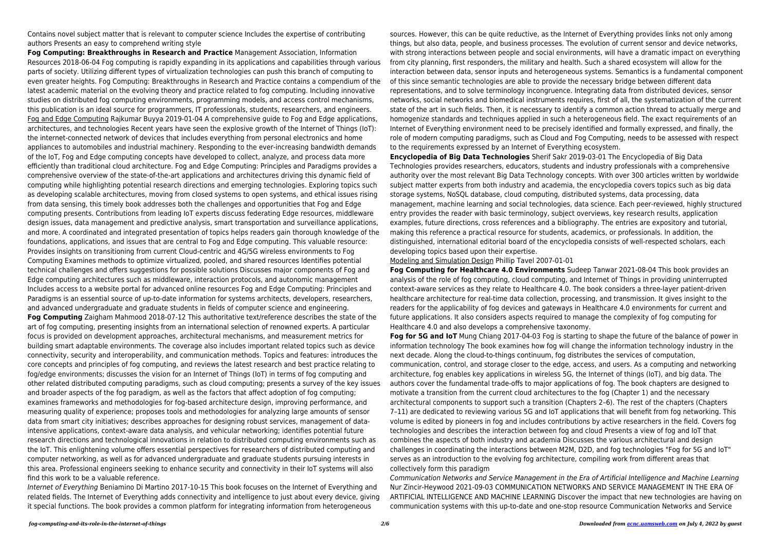Contains novel subject matter that is relevant to computer science Includes the expertise of contributing authors Presents an easy to comprehend writing style

**Fog Computing: Breakthroughs in Research and Practice** Management Association, Information Resources 2018-06-04 Fog computing is rapidly expanding in its applications and capabilities through various parts of society. Utilizing different types of virtualization technologies can push this branch of computing to even greater heights. Fog Computing: Breakthroughs in Research and Practice contains a compendium of the latest academic material on the evolving theory and practice related to fog computing. Including innovative studies on distributed fog computing environments, programming models, and access control mechanisms, this publication is an ideal source for programmers, IT professionals, students, researchers, and engineers.

Fog and Edge Computing Rajkumar Buyya 2019-01-04 A comprehensive guide to Fog and Edge applications, architectures, and technologies Recent years have seen the explosive growth of the Internet of Things (IoT): the internet-connected network of devices that includes everything from personal electronics and home appliances to automobiles and industrial machinery. Responding to the ever-increasing bandwidth demands of the IoT, Fog and Edge computing concepts have developed to collect, analyze, and process data more efficiently than traditional cloud architecture. Fog and Edge Computing: Principles and Paradigms provides a comprehensive overview of the state-of-the-art applications and architectures driving this dynamic field of computing while highlighting potential research directions and emerging technologies. Exploring topics such as developing scalable architectures, moving from closed systems to open systems, and ethical issues rising from data sensing, this timely book addresses both the challenges and opportunities that Fog and Edge computing presents. Contributions from leading IoT experts discuss federating Edge resources, middleware design issues, data management and predictive analysis, smart transportation and surveillance applications, and more. A coordinated and integrated presentation of topics helps readers gain thorough knowledge of the foundations, applications, and issues that are central to Fog and Edge computing. This valuable resource: Provides insights on transitioning from current Cloud-centric and 4G/5G wireless environments to Fog Computing Examines methods to optimize virtualized, pooled, and shared resources Identifies potential technical challenges and offers suggestions for possible solutions Discusses major components of Fog and Edge computing architectures such as middleware, interaction protocols, and autonomic management Includes access to a website portal for advanced online resources Fog and Edge Computing: Principles and Paradigms is an essential source of up-to-date information for systems architects, developers, researchers, and advanced undergraduate and graduate students in fields of computer science and engineering.

**Fog Computing** Zaigham Mahmood 2018-07-12 This authoritative text/reference describes the state of the art of fog computing, presenting insights from an international selection of renowned experts. A particular focus is provided on development approaches, architectural mechanisms, and measurement metrics for building smart adaptable environments. The coverage also includes important related topics such as device connectivity, security and interoperability, and communication methods. Topics and features: introduces the core concepts and principles of fog computing, and reviews the latest research and best practice relating to fog/edge environments; discusses the vision for an Internet of Things (IoT) in terms of fog computing and other related distributed computing paradigms, such as cloud computing; presents a survey of the key issues and broader aspects of the fog paradigm, as well as the factors that affect adoption of fog computing; examines frameworks and methodologies for fog-based architecture design, improving performance, and measuring quality of experience; proposes tools and methodologies for analyzing large amounts of sensor data from smart city initiatives; describes approaches for designing robust services, management of data-intensive applications, context-aware data analysis, and vehicular networking; identifies potential future research directions and technological innovations in relation to distributed computing environments such as the IoT. This enlightening volume offers essential perspectives for researchers of distributed computing and computer networking, as well as for advanced undergraduate and graduate students pursuing interests in this area. Professional engineers seeking to enhance security and connectivity in their IoT systems will also find this work to be a valuable reference.

*Internet of Everything* Beniamino Di Martino 2017-10-15 This book focuses on the Internet of Everything and related fields. The Internet of Everything adds connectivity and intelligence to just about every device, giving it special functions. The book provides a common platform for integrating information from heterogeneous sources. However, this can be quite reductive, as the Internet of Everything provides links not only among things, but also data, people, and business processes. The evolution of current sensor and device networks, with strong interactions between people and social environments, will have a dramatic impact on everything from city planning, first responders, the military and health. Such a shared ecosystem will allow for the interaction between data, sensor inputs and heterogeneous systems. Semantics is a fundamental component of this since semantic technologies are able to provide the necessary bridge between different data representations, and to solve terminology incongruence. Integrating data from distributed devices, sensor networks, social networks and biomedical instruments requires, first of all, the systematization of the current state of the art in such fields. Then, it is necessary to identify a common action thread to actually merge and homogenize standards and techniques applied in such a heterogeneous field. The exact requirements of an Internet of Everything environment need to be precisely identified and formally expressed, and finally, the role of modern computing paradigms, such as Cloud and Fog Computing, needs to be assessed with respect to the requirements expressed by an Internet of Everything ecosystem.

**Encyclopedia of Big Data Technologies** Sherif Sakr 2019-03-01 The Encyclopedia of Big Data Technologies provides researchers, educators, students and industry professionals with a comprehensive authority over the most relevant Big Data Technology concepts. With over 300 articles written by worldwide subject matter experts from both industry and academia, the encyclopedia covers topics such as big data storage systems, NoSQL database, cloud computing, distributed systems, data processing, data management, machine learning and social technologies, data science. Each peer-reviewed, highly structured entry provides the reader with basic terminology, subject overviews, key research results, application examples, future directions, cross references and a bibliography. The entries are expository and tutorial, making this reference a practical resource for students, academics, or professionals. In addition, the distinguished, international editorial board of the encyclopedia consists of well-respected scholars, each developing topics based upon their expertise.

Modeling and Simulation Design Phillip Tavel 2007-01-01

**Fog Computing for Healthcare 4.0 Environments** Sudeep Tanwar 2021-08-04 This book provides an analysis of the role of fog computing, cloud computing, and Internet of Things in providing uninterrupted context-aware services as they relate to Healthcare 4.0. The book considers a three-layer patient-driven healthcare architecture for real-time data collection, processing, and transmission. It gives insight to the readers for the applicability of fog devices and gateways in Healthcare 4.0 environments for current and future applications. It also considers aspects required to manage the complexity of fog computing for Healthcare 4.0 and also develops a comprehensive taxonomy.

**Fog for 5G and IoT** Mung Chiang 2017-04-03 Fog is starting to shape the future of the balance of power in information technology The book examines how fog will change the information technology industry in the next decade. Along the cloud-to-things continuum, fog distributes the services of computation, communication, control, and storage closer to the edge, access, and users. As a computing and networking architecture, fog enables key applications in wireless 5G, the Internet of things (IoT), and big data. The authors cover the fundamental trade-offs to major applications of fog. The book chapters are designed to motivate a transition from the current cloud architectures to the fog (Chapter 1) and the necessary architectural components to support such a transition (Chapters 2–6). The rest of the chapters (Chapters 7–11) are dedicated to reviewing various 5G and IoT applications that will benefit from fog networking. This volume is edited by pioneers in fog and includes contributions by active researchers in the field. Covers fog technologies and describes the interaction between fog and cloud Presents a view of fog and IoT that combines the aspects of both industry and academia Discusses the various architectural and design challenges in coordinating the interactions between M2M, D2D, and fog technologies "Fog for 5G and IoT" serves as an introduction to the evolving fog architecture, compiling work from different areas that collectively form this paradigm

*Communication Networks and Service Management in the Era of Artificial Intelligence and Machine Learning* Nur Zincir-Heywood 2021-09-03 COMMUNICATION NETWORKS AND SERVICE MANAGEMENT IN THE ERA OF ARTIFICIAL INTELLIGENCE AND MACHINE LEARNING Discover the impact that new technologies are having on communication systems with this up-to-date and one-stop resource Communication Networks and Service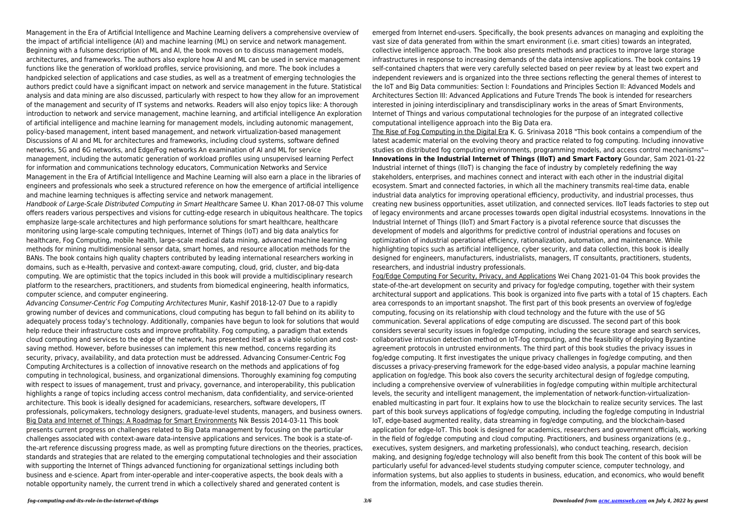Management in the Era of Artificial Intelligence and Machine Learning delivers a comprehensive overview of the impact of artificial intelligence (AI) and machine learning (ML) on service and network management. Beginning with a fulsome description of ML and AI, the book moves on to discuss management models, architectures, and frameworks. The authors also explore how AI and ML can be used in service management functions like the generation of workload profiles, service provisioning, and more. The book includes a handpicked selection of applications and case studies, as well as a treatment of emerging technologies the authors predict could have a significant impact on network and service management in the future. Statistical analysis and data mining are also discussed, particularly with respect to how they allow for an improvement of the management and security of IT systems and networks. Readers will also enjoy topics like: A thorough introduction to network and service management, machine learning, and artificial intelligence An exploration of artificial intelligence and machine learning for management models, including autonomic management, policy-based management, intent based management, and network virtualization-based management Discussions of AI and ML for architectures and frameworks, including cloud systems, software defined networks, 5G and 6G networks, and Edge/Fog networks An examination of AI and ML for service management, including the automatic generation of workload profiles using unsupervised learning Perfect for information and communications technology educators, Communication Networks and Service Management in the Era of Artificial Intelligence and Machine Learning will also earn a place in the libraries of engineers and professionals who seek a structured reference on how the emergence of artificial intelligence and machine learning techniques is affecting service and network management.

*Handbook of Large-Scale Distributed Computing in Smart Healthcare* Samee U. Khan 2017-08-07 This volume offers readers various perspectives and visions for cutting-edge research in ubiquitous healthcare. The topics emphasize large-scale architectures and high performance solutions for smart healthcare, healthcare monitoring using large-scale computing techniques, Internet of Things (IoT) and big data analytics for healthcare, Fog Computing, mobile health, large-scale medical data mining, advanced machine learning methods for mining multidimensional sensor data, smart homes, and resource allocation methods for the BANs. The book contains high quality chapters contributed by leading international researchers working in domains, such as e-Health, pervasive and context-aware computing, cloud, grid, cluster, and big-data computing. We are optimistic that the topics included in this book will provide a multidisciplinary research platform to the researchers, practitioners, and students from biomedical engineering, health informatics, computer science, and computer engineering.

*Advancing Consumer-Centric Fog Computing Architectures* Munir, Kashif 2018-12-07 Due to a rapidly growing number of devices and communications, cloud computing has begun to fall behind on its ability to adequately process today's technology. Additionally, companies have begun to look for solutions that would help reduce their infrastructure costs and improve profitability. Fog computing, a paradigm that extends cloud computing and services to the edge of the network, has presented itself as a viable solution and cost-saving method. However, before businesses can implement this new method, concerns regarding its security, privacy, availability, and data protection must be addressed. Advancing Consumer-Centric Fog Computing Architectures is a collection of innovative research on the methods and applications of fog computing in technological, business, and organizational dimensions. Thoroughly examining fog computing with respect to issues of management, trust and privacy, governance, and interoperability, this publication highlights a range of topics including access control mechanism, data confidentiality, and service-oriented architecture. This book is ideally designed for academicians, researchers, software developers, IT professionals, policymakers, technology designers, graduate-level students, managers, and business owners.

Big Data and Internet of Things: A Roadmap for Smart Environments Nik Bessis 2014-03-11 This book presents current progress on challenges related to Big Data management by focusing on the particular challenges associated with context-aware data-intensive applications and services. The book is a state-of-the-art reference discussing progress made, as well as prompting future directions on the theories, practices, standards and strategies that are related to the emerging computational technologies and their association with supporting the Internet of Things advanced functioning for organizational settings including both business and e-science. Apart from inter-operable and inter-cooperative aspects, the book deals with a notable opportunity namely, the current trend in which a collectively shared and generated content is emerged from Internet end-users. Specifically, the book presents advances on managing and exploiting the vast size of data generated from within the smart environment (i.e. smart cities) towards an integrated, collective intelligence approach. The book also presents methods and practices to improve large storage infrastructures in response to increasing demands of the data intensive applications. The book contains 19 self-contained chapters that were very carefully selected based on peer review by at least two expert and independent reviewers and is organized into the three sections reflecting the general themes of interest to the IoT and Big Data communities: Section I: Foundations and Principles Section II: Advanced Models and Architectures Section III: Advanced Applications and Future Trends The book is intended for researchers interested in joining interdisciplinary and transdisciplinary works in the areas of Smart Environments, Internet of Things and various computational technologies for the purpose of an integrated collective computational intelligence approach into the Big Data era.

The Rise of Fog Computing in the Digital Era K. G. Srinivasa 2018 "This book contains a compendium of the latest academic material on the evolving theory and practice related to fog computing. Including innovative studies on distributed fog computing environments, programming models, and access control mechanisms"--

**Innovations in the Industrial Internet of Things (IIoT) and Smart Factory** Goundar, Sam 2021-01-22 Industrial internet of things (IIoT) is changing the face of industry by completely redefining the way stakeholders, enterprises, and machines connect and interact with each other in the industrial digital ecosystem. Smart and connected factories, in which all the machinery transmits real-time data, enable industrial data analytics for improving operational efficiency, productivity, and industrial processes, thus creating new business opportunities, asset utilization, and connected services. IIoT leads factories to step out of legacy environments and arcane processes towards open digital industrial ecosystems. Innovations in the Industrial Internet of Things (IIoT) and Smart Factory is a pivotal reference source that discusses the development of models and algorithms for predictive control of industrial operations and focuses on optimization of industrial operational efficiency, rationalization, automation, and maintenance. While highlighting topics such as artificial intelligence, cyber security, and data collection, this book is ideally designed for engineers, manufacturers, industrialists, managers, IT consultants, practitioners, students, researchers, and industrial industry professionals.

Fog/Edge Computing For Security, Privacy, and Applications Wei Chang 2021-01-04 This book provides the state-of-the-art development on security and privacy for fog/edge computing, together with their system architectural support and applications. This book is organized into five parts with a total of 15 chapters. Each area corresponds to an important snapshot. The first part of this book presents an overview of fog/edge computing, focusing on its relationship with cloud technology and the future with the use of 5G communication. Several applications of edge computing are discussed. The second part of this book considers several security issues in fog/edge computing, including the secure storage and search services, collaborative intrusion detection method on IoT-fog computing, and the feasibility of deploying Byzantine agreement protocols in untrusted environments. The third part of this book studies the privacy issues in fog/edge computing. It first investigates the unique privacy challenges in fog/edge computing, and then discusses a privacy-preserving framework for the edge-based video analysis, a popular machine learning application on fog/edge. This book also covers the security architectural design of fog/edge computing, including a comprehensive overview of vulnerabilities in fog/edge computing within multiple architectural levels, the security and intelligent management, the implementation of network-function-virtualization-enabled multicasting in part four. It explains how to use the blockchain to realize security services. The last part of this book surveys applications of fog/edge computing, including the fog/edge computing in Industrial IoT, edge-based augmented reality, data streaming in fog/edge computing, and the blockchain-based application for edge-IoT. This book is designed for academics, researchers and government officials, working in the field of fog/edge computing and cloud computing. Practitioners, and business organizations (e.g., executives, system designers, and marketing professionals), who conduct teaching, research, decision making, and designing fog/edge technology will also benefit from this book The content of this book will be particularly useful for advanced-level students studying computer science, computer technology, and information systems, but also applies to students in business, education, and economics, who would benefit from the information, models, and case studies therein.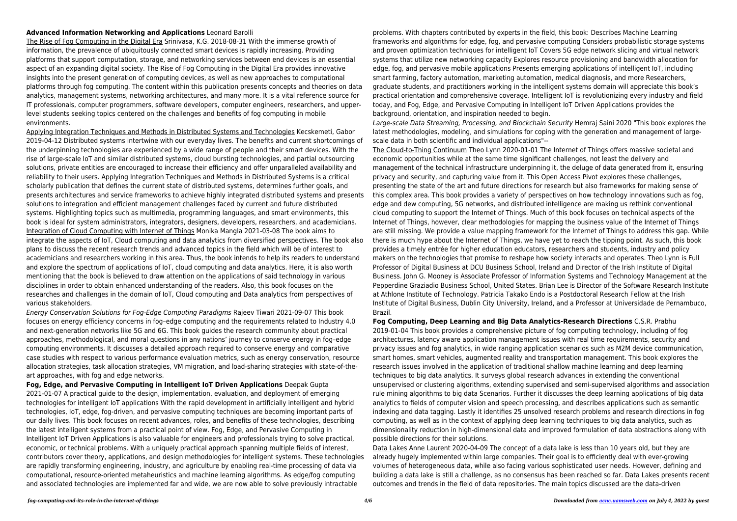**Advanced Information Networking and Applications** Leonard Barolli

The Rise of Fog Computing in the Digital Era Srinivasa, K.G. 2018-08-31 With the immense growth of information, the prevalence of ubiquitously connected smart devices is rapidly increasing. Providing platforms that support computation, storage, and networking services between end devices is an essential aspect of an expanding digital society. The Rise of Fog Computing in the Digital Era provides innovative insights into the present generation of computing devices, as well as new approaches to computational platforms through fog computing. The content within this publication presents concepts and theories on data analytics, management systems, networking architectures, and many more. It is a vital reference source for IT professionals, computer programmers, software developers, computer engineers, researchers, and upper-level students seeking topics centered on the challenges and benefits of fog computing in mobile environments.

Applying Integration Techniques and Methods in Distributed Systems and Technologies Kecskemeti, Gabor 2019-04-12 Distributed systems intertwine with our everyday lives. The benefits and current shortcomings of the underpinning technologies are experienced by a wide range of people and their smart devices. With the rise of large-scale IoT and similar distributed systems, cloud bursting technologies, and partial outsourcing solutions, private entities are encouraged to increase their efficiency and offer unparalleled availability and reliability to their users. Applying Integration Techniques and Methods in Distributed Systems is a critical scholarly publication that defines the current state of distributed systems, determines further goals, and presents architectures and service frameworks to achieve highly integrated distributed systems and presents solutions to integration and efficient management challenges faced by current and future distributed systems. Highlighting topics such as multimedia, programming languages, and smart environments, this book is ideal for system administrators, integrators, designers, developers, researchers, and academicians.

Integration of Cloud Computing with Internet of Things Monika Mangla 2021-03-08 The book aims to integrate the aspects of IoT, Cloud computing and data analytics from diversified perspectives. The book also plans to discuss the recent research trends and advanced topics in the field which will be of interest to academicians and researchers working in this area. Thus, the book intends to help its readers to understand and explore the spectrum of applications of IoT, cloud computing and data analytics. Here, it is also worth mentioning that the book is believed to draw attention on the applications of said technology in various disciplines in order to obtain enhanced understanding of the readers. Also, this book focuses on the researches and challenges in the domain of IoT, Cloud computing and Data analytics from perspectives of various stakeholders.

*Energy Conservation Solutions for Fog-Edge Computing Paradigms* Rajeev Tiwari 2021-09-07 This book focuses on energy efficiency concerns in fog–edge computing and the requirements related to Industry 4.0 and next-generation networks like 5G and 6G. This book guides the research community about practical approaches, methodological, and moral questions in any nations' journey to conserve energy in fog–edge computing environments. It discusses a detailed approach required to conserve energy and comparative case studies with respect to various performance evaluation metrics, such as energy conservation, resource allocation strategies, task allocation strategies, VM migration, and load-sharing strategies with state-of-the-art approaches, with fog and edge networks.

**Fog, Edge, and Pervasive Computing in Intelligent IoT Driven Applications** Deepak Gupta 2021-01-07 A practical guide to the design, implementation, evaluation, and deployment of emerging technologies for intelligent IoT applications With the rapid development in artificially intelligent and hybrid technologies, IoT, edge, fog-driven, and pervasive computing techniques are becoming important parts of our daily lives. This book focuses on recent advances, roles, and benefits of these technologies, describing the latest intelligent systems from a practical point of view. Fog, Edge, and Pervasive Computing in Intelligent IoT Driven Applications is also valuable for engineers and professionals trying to solve practical, economic, or technical problems. With a uniquely practical approach spanning multiple fields of interest, contributors cover theory, applications, and design methodologies for intelligent systems. These technologies are rapidly transforming engineering, industry, and agriculture by enabling real-time processing of data via computational, resource-oriented metaheuristics and machine learning algorithms. As edge/fog computing and associated technologies are implemented far and wide, we are now able to solve previously intractable problems. With chapters contributed by experts in the field, this book: Describes Machine Learning frameworks and algorithms for edge, fog, and pervasive computing Considers probabilistic storage systems and proven optimization techniques for intelligent IoT Covers 5G edge network slicing and virtual network systems that utilize new networking capacity Explores resource provisioning and bandwidth allocation for edge, fog, and pervasive mobile applications Presents emerging applications of intelligent IoT, including smart farming, factory automation, marketing automation, medical diagnosis, and more Researchers, graduate students, and practitioners working in the intelligent systems domain will appreciate this book's practical orientation and comprehensive coverage. Intelligent IoT is revolutionizing every industry and field today, and Fog, Edge, and Pervasive Computing in Intelligent IoT Driven Applications provides the background, orientation, and inspiration needed to begin.

*Large-scale Data Streaming, Processing, and Blockchain Security* Hemraj Saini 2020 "This book explores the latest methodologies, modeling, and simulations for coping with the generation and management of large-scale data in both scientific and individual applications"--

The Cloud-to-Thing Continuum Theo Lynn 2020-01-01 The Internet of Things offers massive societal and economic opportunities while at the same time significant challenges, not least the delivery and management of the technical infrastructure underpinning it, the deluge of data generated from it, ensuring privacy and security, and capturing value from it. This Open Access Pivot explores these challenges, presenting the state of the art and future directions for research but also frameworks for making sense of this complex area. This book provides a variety of perspectives on how technology innovations such as fog, edge and dew computing, 5G networks, and distributed intelligence are making us rethink conventional cloud computing to support the Internet of Things. Much of this book focuses on technical aspects of the Internet of Things, however, clear methodologies for mapping the business value of the Internet of Things are still missing. We provide a value mapping framework for the Internet of Things to address this gap. While there is much hype about the Internet of Things, we have yet to reach the tipping point. As such, this book provides a timely entrée for higher education educators, researchers and students, industry and policy makers on the technologies that promise to reshape how society interacts and operates. Theo Lynn is Full Professor of Digital Business at DCU Business School, Ireland and Director of the Irish Institute of Digital Business. John G. Mooney is Associate Professor of Information Systems and Technology Management at the Pepperdine Graziadio Business School, United States. Brian Lee is Director of the Software Research Institute at Athlone Institute of Technology. Patricia Takako Endo is a Postdoctoral Research Fellow at the Irish Institute of Digital Business, Dublin City University, Ireland, and a Professor at Universidade de Pernambuco, Brazil.

**Fog Computing, Deep Learning and Big Data Analytics-Research Directions** C.S.R. Prabhu 2019-01-04 This book provides a comprehensive picture of fog computing technology, including of fog architectures, latency aware application management issues with real time requirements, security and privacy issues and fog analytics, in wide ranging application scenarios such as M2M device communication, smart homes, smart vehicles, augmented reality and transportation management. This book explores the research issues involved in the application of traditional shallow machine learning and deep learning techniques to big data analytics. It surveys global research advances in extending the conventional unsupervised or clustering algorithms, extending supervised and semi-supervised algorithms and association rule mining algorithms to big data Scenarios. Further it discusses the deep learning applications of big data analytics to fields of computer vision and speech processing, and describes applications such as semantic indexing and data tagging. Lastly it identifies 25 unsolved research problems and research directions in fog computing, as well as in the context of applying deep learning techniques to big data analytics, such as dimensionality reduction in high-dimensional data and improved formulation of data abstractions along with possible directions for their solutions.

Data Lakes Anne Laurent 2020-04-09 The concept of a data lake is less than 10 years old, but they are already hugely implemented within large companies. Their goal is to efficiently deal with ever-growing volumes of heterogeneous data, while also facing various sophisticated user needs. However, defining and building a data lake is still a challenge, as no consensus has been reached so far. Data Lakes presents recent outcomes and trends in the field of data repositories. The main topics discussed are the data-driven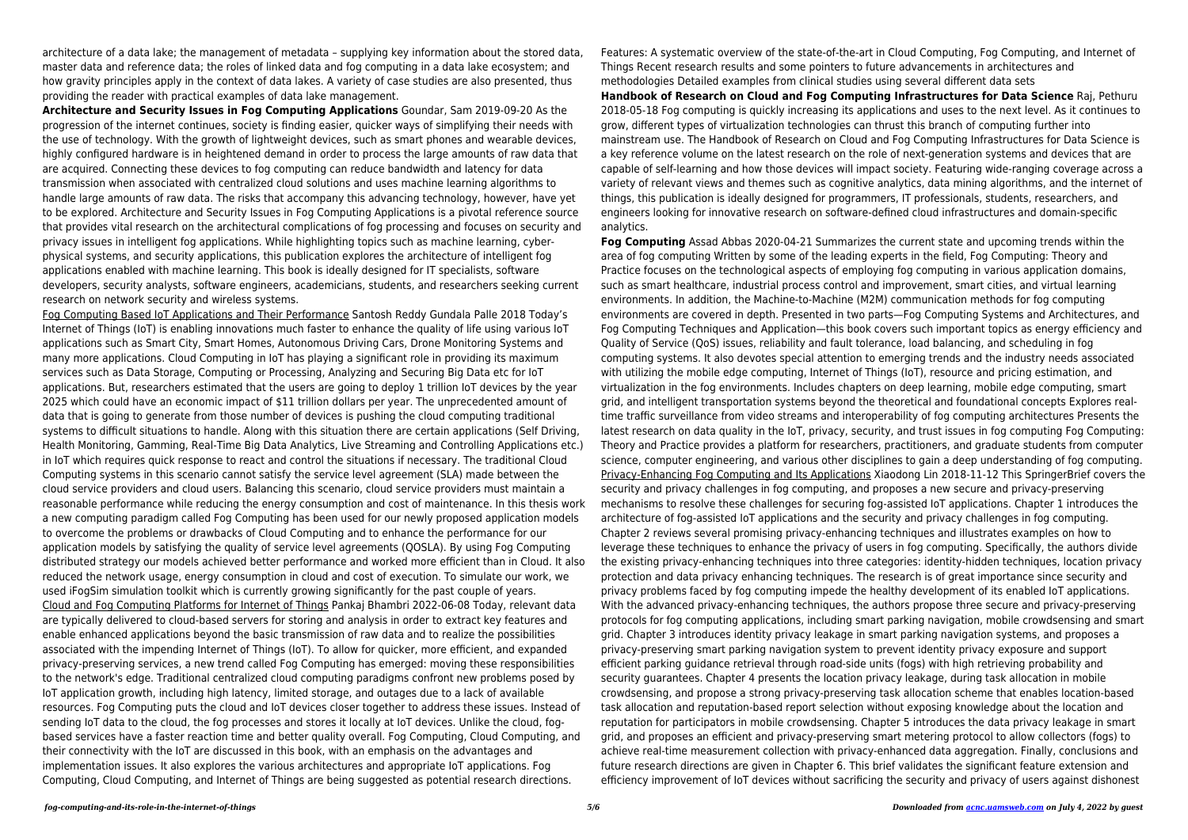architecture of a data lake; the management of metadata – supplying key information about the stored data, master data and reference data; the roles of linked data and fog computing in a data lake ecosystem; and how gravity principles apply in the context of data lakes. A variety of case studies are also presented, thus providing the reader with practical examples of data lake management.

**Architecture and Security Issues in Fog Computing Applications** Goundar, Sam 2019-09-20 As the progression of the internet continues, society is finding easier, quicker ways of simplifying their needs with the use of technology. With the growth of lightweight devices, such as smart phones and wearable devices, highly configured hardware is in heightened demand in order to process the large amounts of raw data that are acquired. Connecting these devices to fog computing can reduce bandwidth and latency for data transmission when associated with centralized cloud solutions and uses machine learning algorithms to handle large amounts of raw data. The risks that accompany this advancing technology, however, have yet to be explored. Architecture and Security Issues in Fog Computing Applications is a pivotal reference source that provides vital research on the architectural complications of fog processing and focuses on security and privacy issues in intelligent fog applications. While highlighting topics such as machine learning, cyber-physical systems, and security applications, this publication explores the architecture of intelligent fog applications enabled with machine learning. This book is ideally designed for IT specialists, software developers, security analysts, software engineers, academicians, students, and researchers seeking current research on network security and wireless systems.

Fog Computing Based IoT Applications and Their Performance Santosh Reddy Gundala Palle 2018 Today's Internet of Things (IoT) is enabling innovations much faster to enhance the quality of life using various IoT applications such as Smart City, Smart Homes, Autonomous Driving Cars, Drone Monitoring Systems and many more applications. Cloud Computing in IoT has playing a significant role in providing its maximum services such as Data Storage, Computing or Processing, Analyzing and Securing Big Data etc for IoT applications. But, researchers estimated that the users are going to deploy 1 trillion IoT devices by the year 2025 which could have an economic impact of $11 trillion dollars per year. The unprecedented amount of data that is going to generate from those number of devices is pushing the cloud computing traditional systems to difficult situations to handle. Along with this situation there are certain applications (Self Driving, Health Monitoring, Gamming, Real-Time Big Data Analytics, Live Streaming and Controlling Applications etc.) in IoT which requires quick response to react and control the situations if necessary. The traditional Cloud Computing systems in this scenario cannot satisfy the service level agreement (SLA) made between the cloud service providers and cloud users. Balancing this scenario, cloud service providers must maintain a reasonable performance while reducing the energy consumption and cost of maintenance. In this thesis work a new computing paradigm called Fog Computing has been used for our newly proposed application models to overcome the problems or drawbacks of Cloud Computing and to enhance the performance for our application models by satisfying the quality of service level agreements (QOSLA). By using Fog Computing distributed strategy our models achieved better performance and worked more efficient than in Cloud. It also reduced the network usage, energy consumption in cloud and cost of execution. To simulate our work, we used iFogSim simulation toolkit which is currently growing significantly for the past couple of years.

Cloud and Fog Computing Platforms for Internet of Things Pankaj Bhambri 2022-06-08 Today, relevant data are typically delivered to cloud-based servers for storing and analysis in order to extract key features and enable enhanced applications beyond the basic transmission of raw data and to realize the possibilities associated with the impending Internet of Things (IoT). To allow for quicker, more efficient, and expanded privacy-preserving services, a new trend called Fog Computing has emerged: moving these responsibilities to the network's edge. Traditional centralized cloud computing paradigms confront new problems posed by IoT application growth, including high latency, limited storage, and outages due to a lack of available resources. Fog Computing puts the cloud and IoT devices closer together to address these issues. Instead of sending IoT data to the cloud, the fog processes and stores it locally at IoT devices. Unlike the cloud, fog-based services have a faster reaction time and better quality overall. Fog Computing, Cloud Computing, and their connectivity with the IoT are discussed in this book, with an emphasis on the advantages and implementation issues. It also explores the various architectures and appropriate IoT applications. Fog Computing, Cloud Computing, and Internet of Things are being suggested as potential research directions. Features: A systematic overview of the state-of-the-art in Cloud Computing, Fog Computing, and Internet of Things Recent research results and some pointers to future advancements in architectures and methodologies Detailed examples from clinical studies using several different data sets

**Handbook of Research on Cloud and Fog Computing Infrastructures for Data Science** Raj, Pethuru 2018-05-18 Fog computing is quickly increasing its applications and uses to the next level. As it continues to grow, different types of virtualization technologies can thrust this branch of computing further into mainstream use. The Handbook of Research on Cloud and Fog Computing Infrastructures for Data Science is a key reference volume on the latest research on the role of next-generation systems and devices that are capable of self-learning and how those devices will impact society. Featuring wide-ranging coverage across a variety of relevant views and themes such as cognitive analytics, data mining algorithms, and the internet of things, this publication is ideally designed for programmers, IT professionals, students, researchers, and engineers looking for innovative research on software-defined cloud infrastructures and domain-specific analytics.

**Fog Computing** Assad Abbas 2020-04-21 Summarizes the current state and upcoming trends within the area of fog computing Written by some of the leading experts in the field, Fog Computing: Theory and Practice focuses on the technological aspects of employing fog computing in various application domains, such as smart healthcare, industrial process control and improvement, smart cities, and virtual learning environments. In addition, the Machine-to-Machine (M2M) communication methods for fog computing environments are covered in depth. Presented in two parts—Fog Computing Systems and Architectures, and Fog Computing Techniques and Application—this book covers such important topics as energy efficiency and Quality of Service (QoS) issues, reliability and fault tolerance, load balancing, and scheduling in fog computing systems. It also devotes special attention to emerging trends and the industry needs associated with utilizing the mobile edge computing, Internet of Things (IoT), resource and pricing estimation, and virtualization in the fog environments. Includes chapters on deep learning, mobile edge computing, smart grid, and intelligent transportation systems beyond the theoretical and foundational concepts Explores real-time traffic surveillance from video streams and interoperability of fog computing architectures Presents the latest research on data quality in the IoT, privacy, security, and trust issues in fog computing Fog Computing: Theory and Practice provides a platform for researchers, practitioners, and graduate students from computer science, computer engineering, and various other disciplines to gain a deep understanding of fog computing.

Privacy-Enhancing Fog Computing and Its Applications Xiaodong Lin 2018-11-12 This SpringerBrief covers the security and privacy challenges in fog computing, and proposes a new secure and privacy-preserving mechanisms to resolve these challenges for securing fog-assisted IoT applications. Chapter 1 introduces the architecture of fog-assisted IoT applications and the security and privacy challenges in fog computing. Chapter 2 reviews several promising privacy-enhancing techniques and illustrates examples on how to leverage these techniques to enhance the privacy of users in fog computing. Specifically, the authors divide the existing privacy-enhancing techniques into three categories: identity-hidden techniques, location privacy protection and data privacy enhancing techniques. The research is of great importance since security and privacy problems faced by fog computing impede the healthy development of its enabled IoT applications. With the advanced privacy-enhancing techniques, the authors propose three secure and privacy-preserving protocols for fog computing applications, including smart parking navigation, mobile crowdsensing and smart grid. Chapter 3 introduces identity privacy leakage in smart parking navigation systems, and proposes a privacy-preserving smart parking navigation system to prevent identity privacy exposure and support efficient parking guidance retrieval through road-side units (fogs) with high retrieving probability and security guarantees. Chapter 4 presents the location privacy leakage, during task allocation in mobile crowdsensing, and propose a strong privacy-preserving task allocation scheme that enables location-based task allocation and reputation-based report selection without exposing knowledge about the location and reputation for participators in mobile crowdsensing. Chapter 5 introduces the data privacy leakage in smart grid, and proposes an efficient and privacy-preserving smart metering protocol to allow collectors (fogs) to achieve real-time measurement collection with privacy-enhanced data aggregation. Finally, conclusions and future research directions are given in Chapter 6. This brief validates the significant feature extension and efficiency improvement of IoT devices without sacrificing the security and privacy of users against dishonest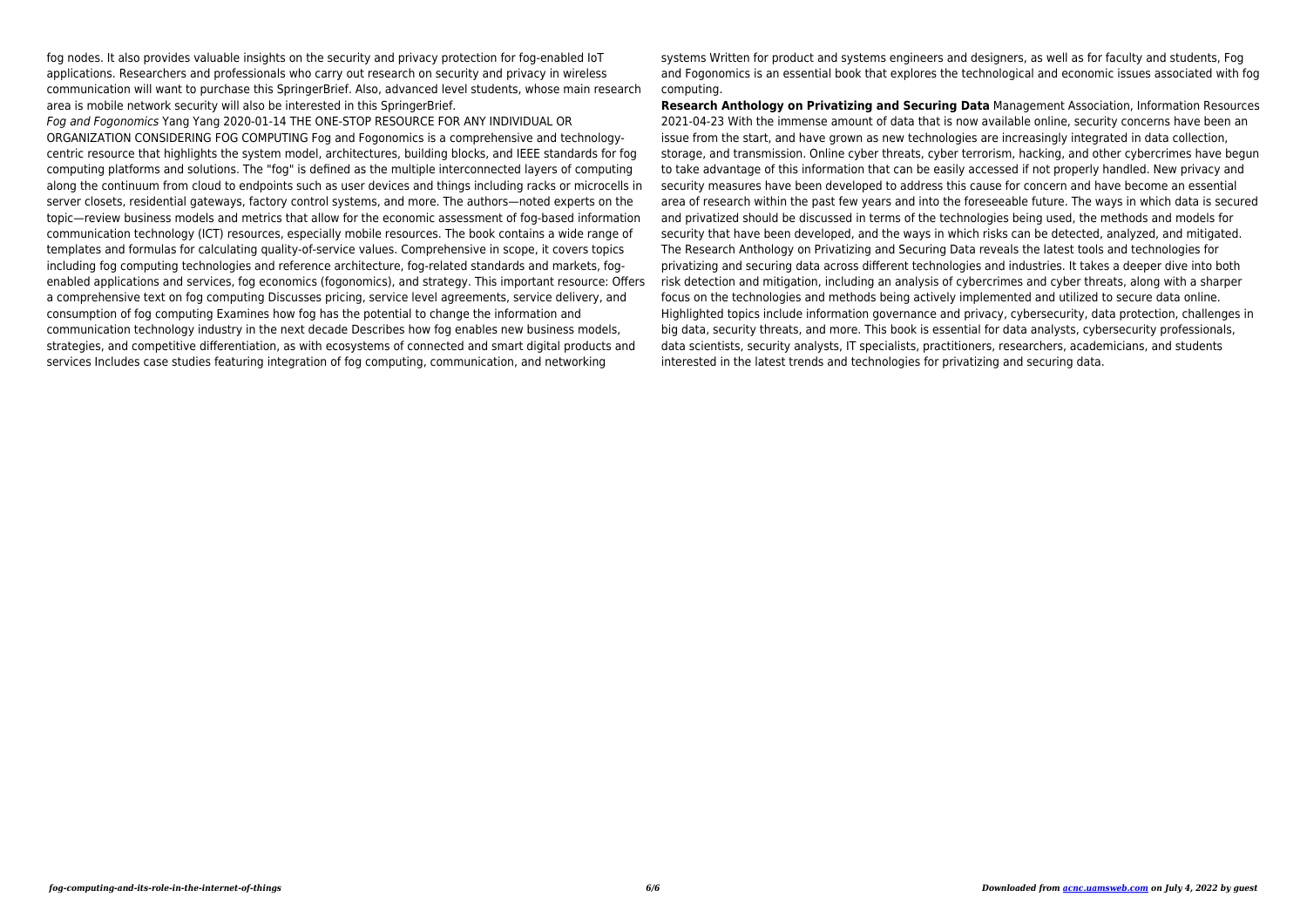fog nodes. It also provides valuable insights on the security and privacy protection for fog-enabled IoT applications. Researchers and professionals who carry out research on security and privacy in wireless communication will want to purchase this SpringerBrief. Also, advanced level students, whose main research area is mobile network security will also be interested in this SpringerBrief.

*Fog and Fogonomics* Yang Yang 2020-01-14 THE ONE-STOP RESOURCE FOR ANY INDIVIDUAL OR ORGANIZATION CONSIDERING FOG COMPUTING Fog and Fogonomics is a comprehensive and technology-centric resource that highlights the system model, architectures, building blocks, and IEEE standards for fog computing platforms and solutions. The "fog" is defined as the multiple interconnected layers of computing along the continuum from cloud to endpoints such as user devices and things including racks or microcells in server closets, residential gateways, factory control systems, and more. The authors—noted experts on the topic—review business models and metrics that allow for the economic assessment of fog-based information communication technology (ICT) resources, especially mobile resources. The book contains a wide range of templates and formulas for calculating quality-of-service values. Comprehensive in scope, it covers topics including fog computing technologies and reference architecture, fog-related standards and markets, fog-enabled applications and services, fog economics (fogonomics), and strategy. This important resource: Offers a comprehensive text on fog computing Discusses pricing, service level agreements, service delivery, and consumption of fog computing Examines how fog has the potential to change the information and communication technology industry in the next decade Describes how fog enables new business models, strategies, and competitive differentiation, as with ecosystems of connected and smart digital products and services Includes case studies featuring integration of fog computing, communication, and networking systems Written for product and systems engineers and designers, as well as for faculty and students, Fog and Fogonomics is an essential book that explores the technological and economic issues associated with fog computing.

**Research Anthology on Privatizing and Securing Data** Management Association, Information Resources 2021-04-23 With the immense amount of data that is now available online, security concerns have been an issue from the start, and have grown as new technologies are increasingly integrated in data collection, storage, and transmission. Online cyber threats, cyber terrorism, hacking, and other cybercrimes have begun to take advantage of this information that can be easily accessed if not properly handled. New privacy and security measures have been developed to address this cause for concern and have become an essential area of research within the past few years and into the foreseeable future. The ways in which data is secured and privatized should be discussed in terms of the technologies being used, the methods and models for security that have been developed, and the ways in which risks can be detected, analyzed, and mitigated. The Research Anthology on Privatizing and Securing Data reveals the latest tools and technologies for privatizing and securing data across different technologies and industries. It takes a deeper dive into both risk detection and mitigation, including an analysis of cybercrimes and cyber threats, along with a sharper focus on the technologies and methods being actively implemented and utilized to secure data online. Highlighted topics include information governance and privacy, cybersecurity, data protection, challenges in big data, security threats, and more. This book is essential for data analysts, cybersecurity professionals, data scientists, security analysts, IT specialists, practitioners, researchers, academicians, and students interested in the latest trends and technologies for privatizing and securing data.